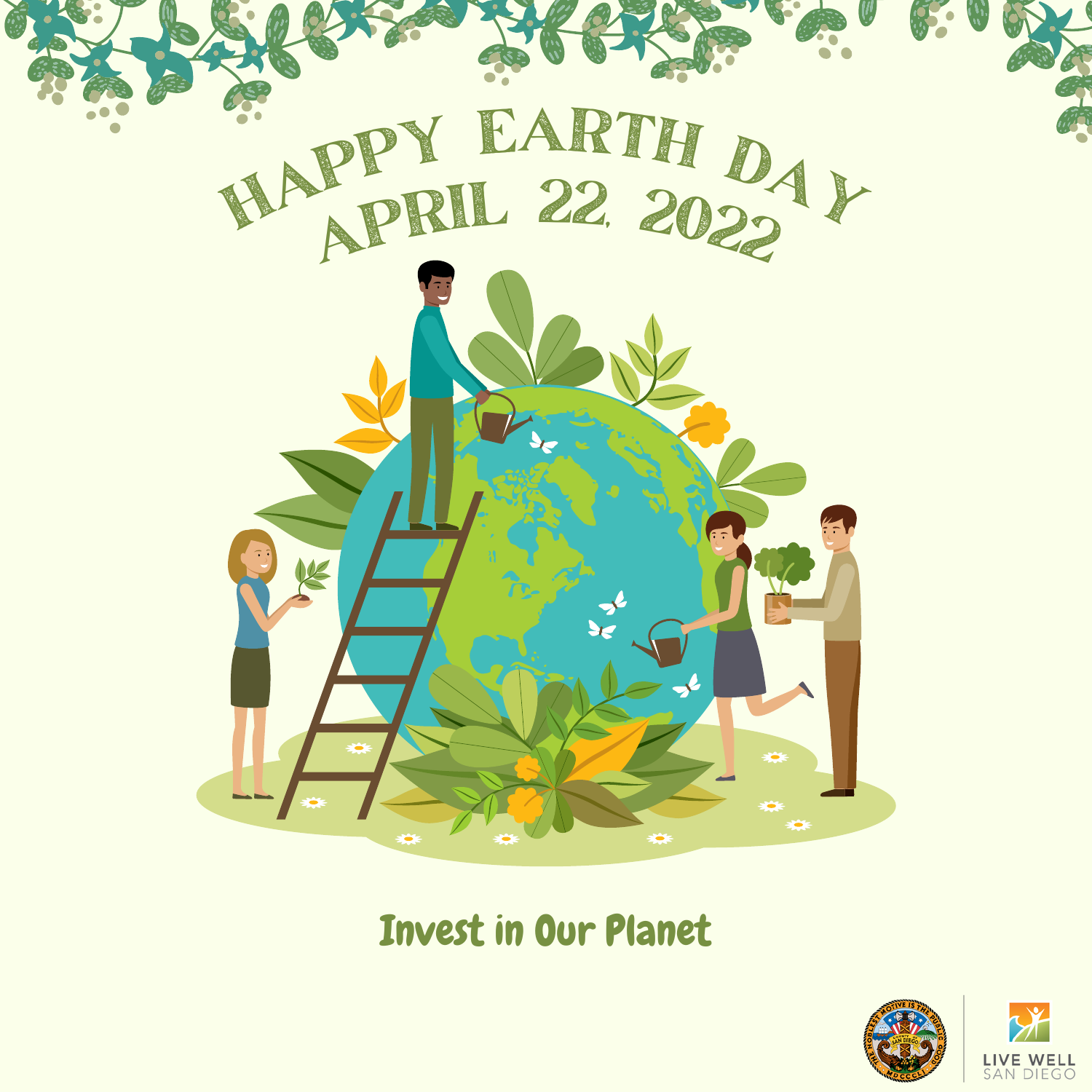# HAPPY EARTH DAY
## APRIL 22, 2022

Invest in Our Planet

LIVE WELL SAN DIEGO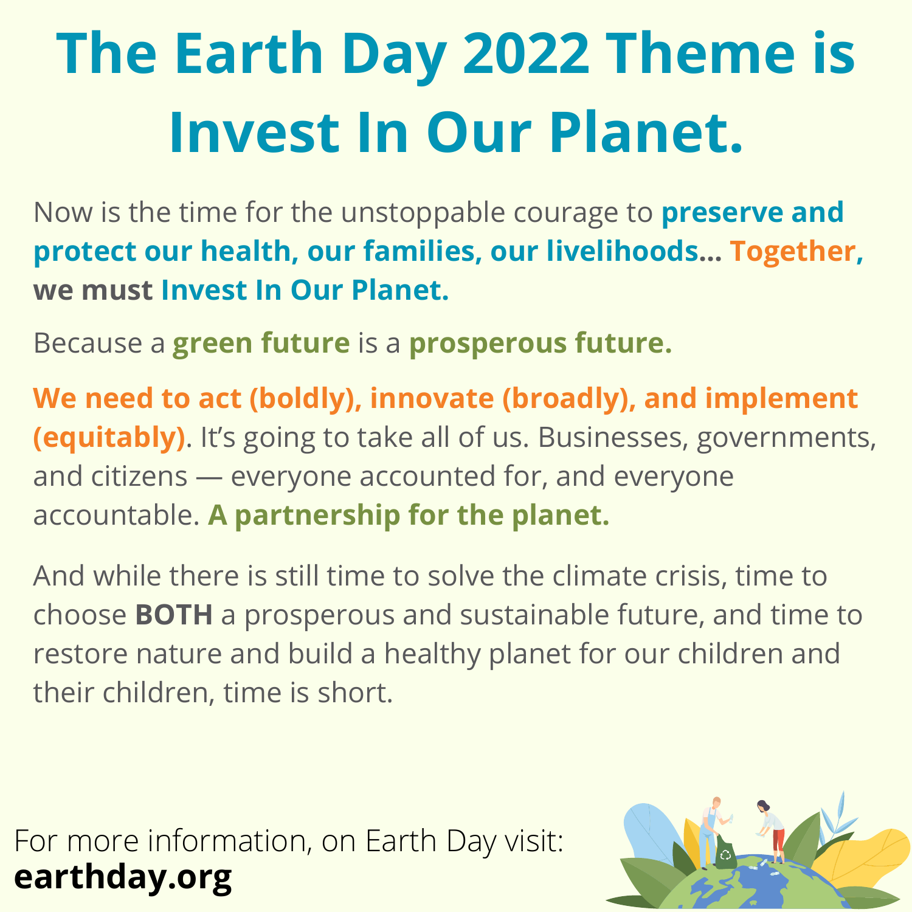# The Earth Day 2022 Theme is Invest In Our Planet.

Now is the time for the unstoppable courage to **preserve and protect our health, our families, our livelihoods... Together, we must Invest In Our Planet.**

Because a **green future** is a **prosperous future.**

**We need to act (boldly), innovate (broadly), and implement (equitably)**. It's going to take all of us. Businesses, governments, and citizens — everyone accounted for, and everyone accountable. **A partnership for the planet.**

And while there is still time to solve the climate crisis, time to choose **BOTH** a prosperous and sustainable future, and time to restore nature and build a healthy planet for our children and their children, time is short.

For more information, on Earth Day visit:
**earthday.org**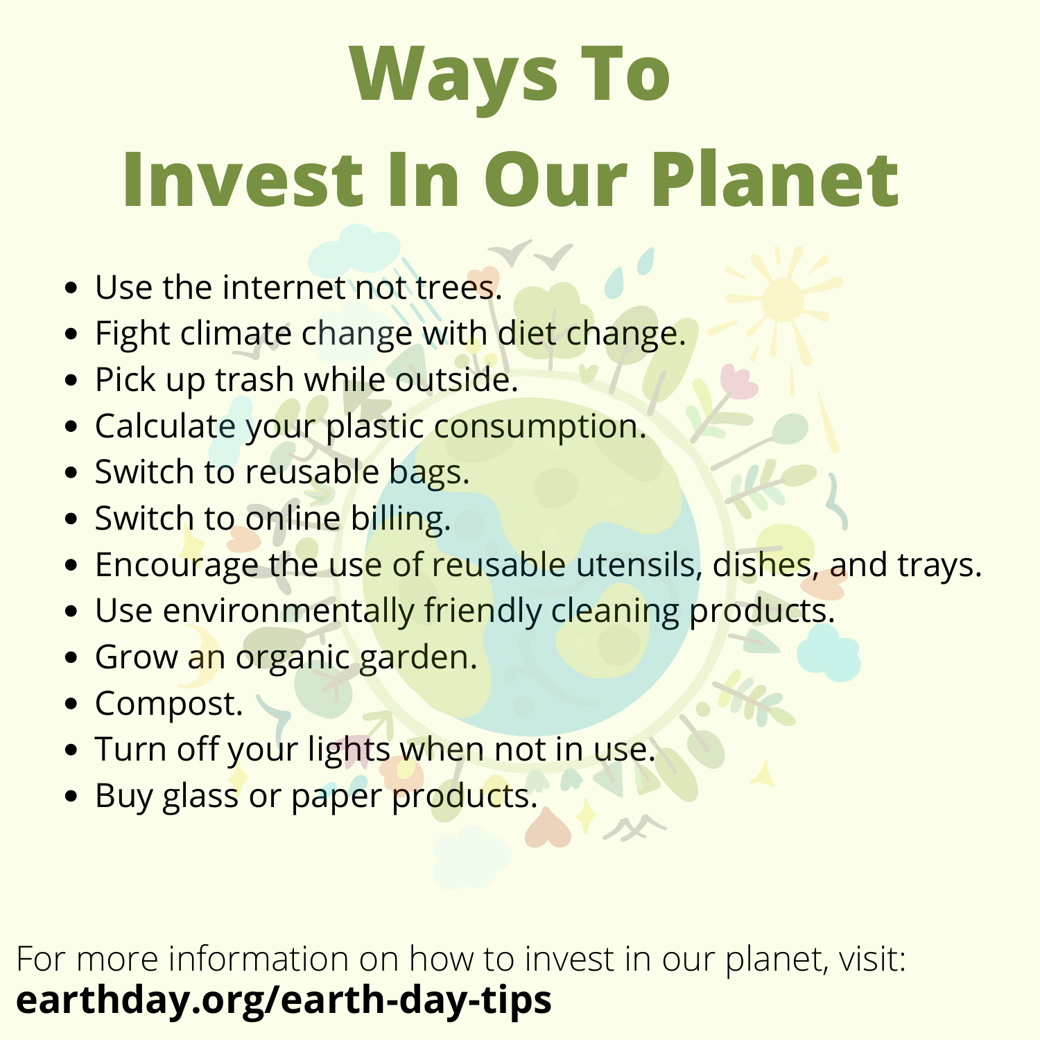# Ways To Invest In Our Planet

- Use the internet not trees.
- Fight climate change with diet change.
- Pick up trash while outside.
- Calculate your plastic consumption.
- Switch to reusable bags.
- Switch to online billing.
- Encourage the use of reusable utensils, dishes, and trays.
- Use environmentally friendly cleaning products.
- Grow an organic garden.
- Compost.
- Turn off your lights when not in use.
- Buy glass or paper products.

For more information on how to invest in our planet, visit:
**earthday.org/earth-day-tips**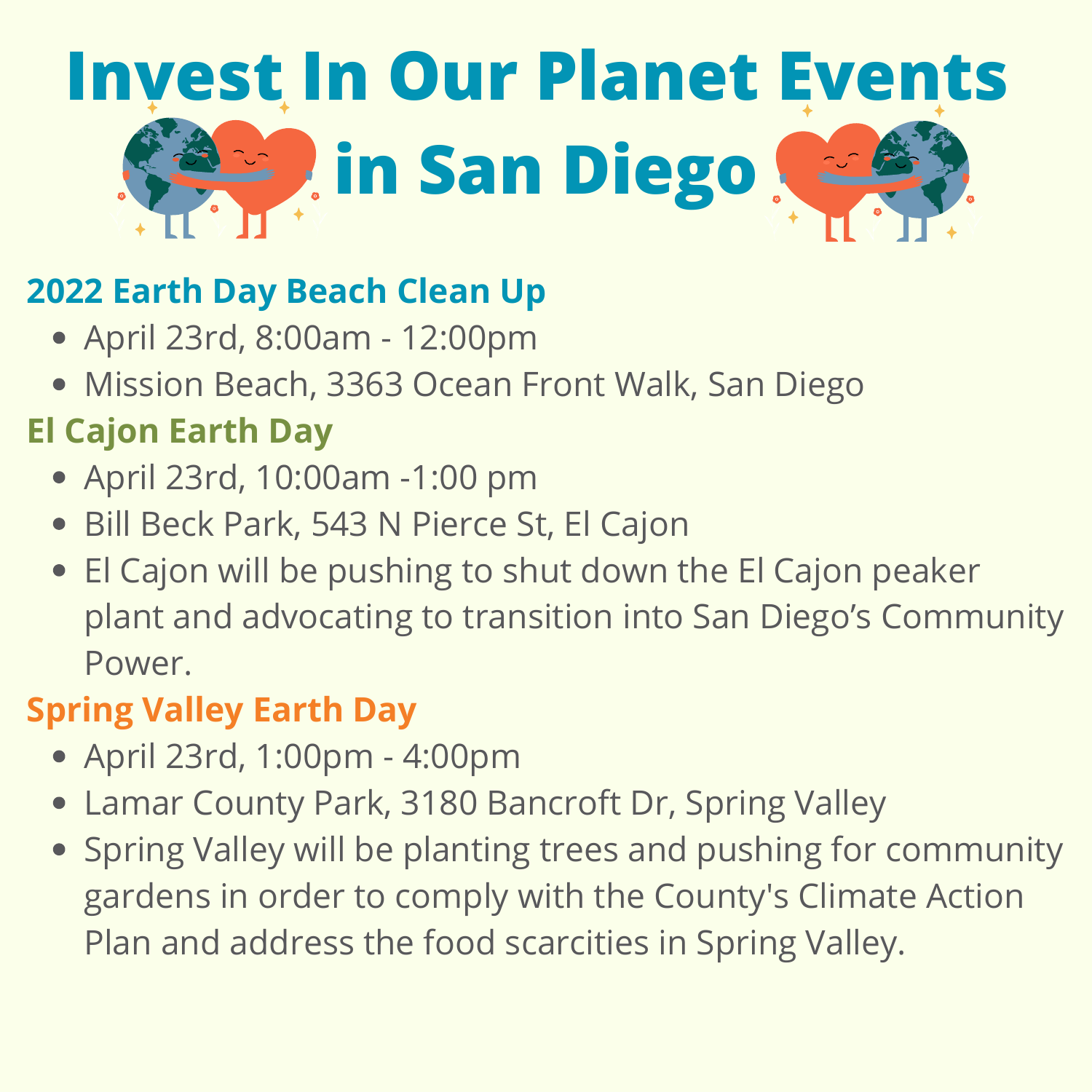# Invest In Our Planet Events in San Diego

## 2022 Earth Day Beach Clean Up

- April 23rd, 8:00am - 12:00pm
- Mission Beach, 3363 Ocean Front Walk, San Diego

## El Cajon Earth Day

- April 23rd, 10:00am -1:00 pm
- Bill Beck Park, 543 N Pierce St, El Cajon
- El Cajon will be pushing to shut down the El Cajon peaker plant and advocating to transition into San Diego's Community Power.

## Spring Valley Earth Day

- April 23rd, 1:00pm - 4:00pm
- Lamar County Park, 3180 Bancroft Dr, Spring Valley
- Spring Valley will be planting trees and pushing for community gardens in order to comply with the County's Climate Action Plan and address the food scarcities in Spring Valley.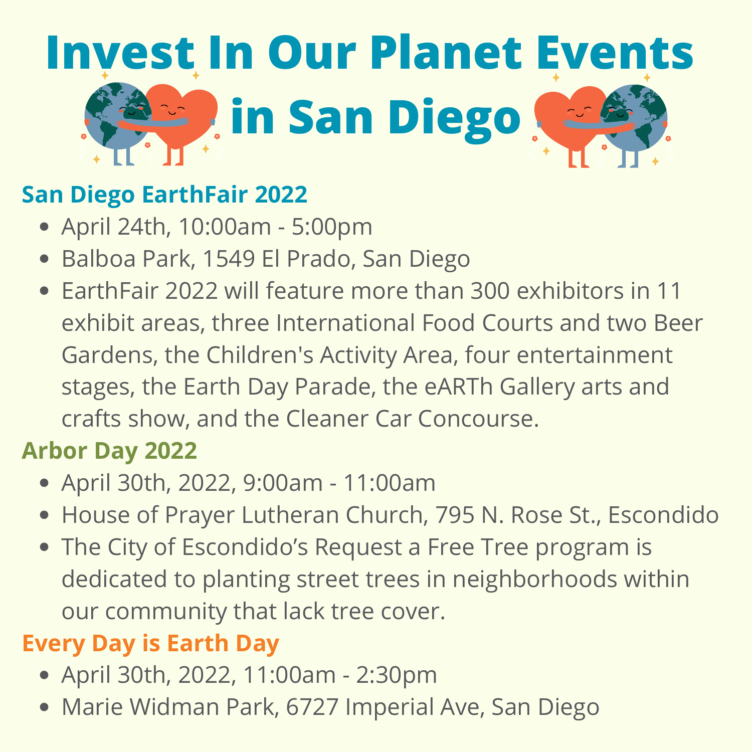# Invest In Our Planet Events in San Diego

## San Diego EarthFair 2022

- April 24th, 10:00am - 5:00pm
- Balboa Park, 1549 El Prado, San Diego
- EarthFair 2022 will feature more than 300 exhibitors in 11 exhibit areas, three International Food Courts and two Beer Gardens, the Children's Activity Area, four entertainment stages, the Earth Day Parade, the eARTh Gallery arts and crafts show, and the Cleaner Car Concourse.

## Arbor Day 2022

- April 30th, 2022, 9:00am - 11:00am
- House of Prayer Lutheran Church, 795 N. Rose St., Escondido
- The City of Escondido's Request a Free Tree program is dedicated to planting street trees in neighborhoods within our community that lack tree cover.

## Every Day is Earth Day

- April 30th, 2022, 11:00am - 2:30pm
- Marie Widman Park, 6727 Imperial Ave, San Diego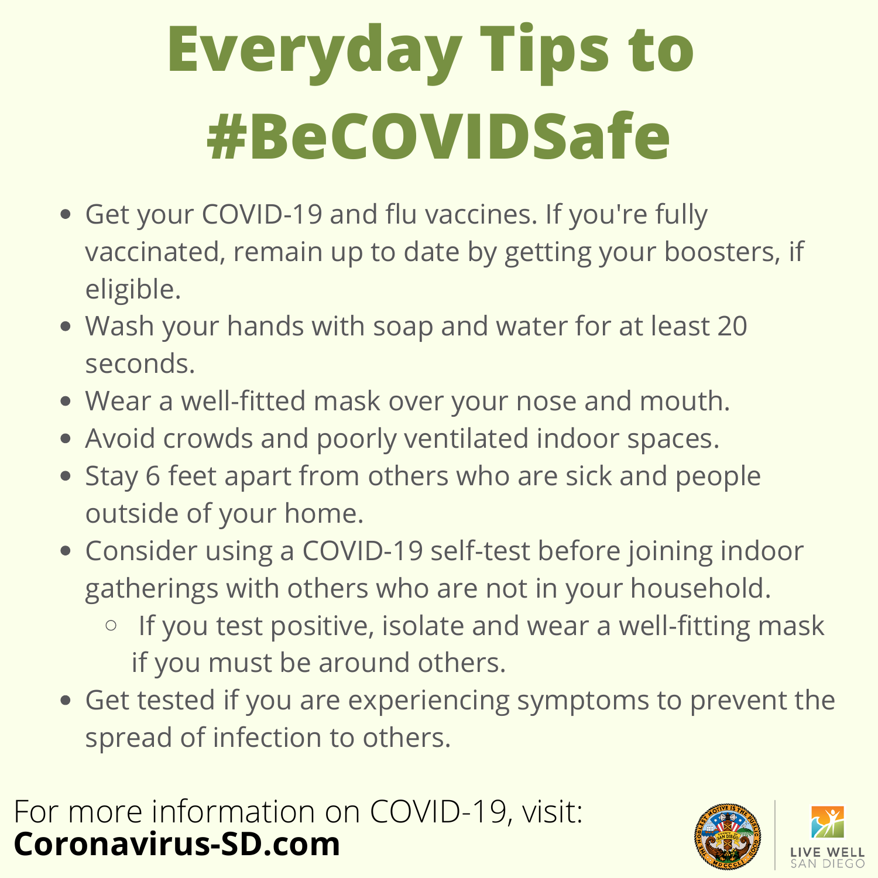# Everyday Tips to #BeCOVIDSafe

- Get your COVID-19 and flu vaccines. If you're fully vaccinated, remain up to date by getting your boosters, if eligible.
- Wash your hands with soap and water for at least 20 seconds.
- Wear a well-fitted mask over your nose and mouth.
- Avoid crowds and poorly ventilated indoor spaces.
- Stay 6 feet apart from others who are sick and people outside of your home.
- Consider using a COVID-19 self-test before joining indoor gatherings with others who are not in your household.
  - If you test positive, isolate and wear a well-fitting mask if you must be around others.
- Get tested if you are experiencing symptoms to prevent the spread of infection to others.

For more information on COVID-19, visit:
**Coronavirus-SD.com**

LIVE WELL SAN DIEGO